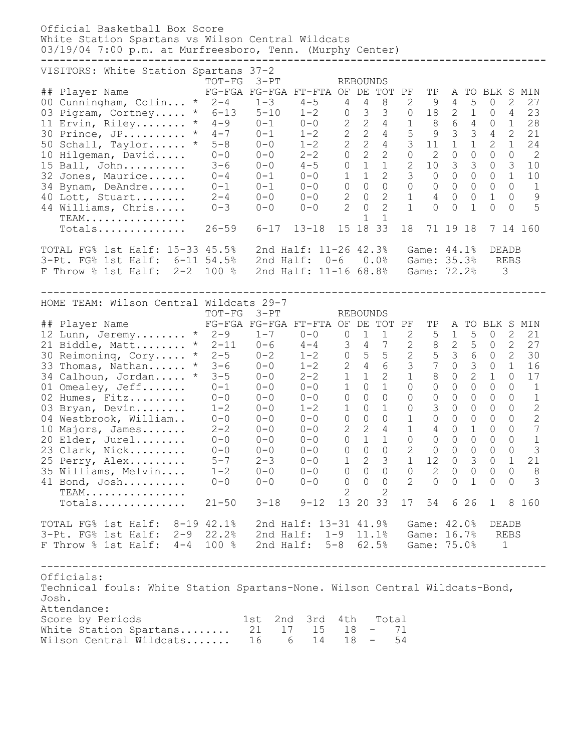Official Basketball Box Score
White Station Spartans vs Wilson Central Wildcats
03/19/04 7:00 p.m. at Murfreesboro, Tenn. (Murphy Center)

VISITORS: White Station Spartans 37-2

| ## | Player Name | TOT-FG FG-FGA | 3-PT FG-FGA | FT-FTA | REBOUNDS OF | DE | TOT | PF | TP | A | TO | BLK | S | MIN |
|---|---|---|---|---|---|---|---|---|---|---|---|---|---|---|
| 00 | Cunningham, Colin... * | 2-4 | 1-3 | 4-5 | 4 | 4 | 8 | 2 | 9 | 4 | 5 | 0 | 2 | 27 |
| 03 | Pigram, Cortney..... * | 6-13 | 5-10 | 1-2 | 0 | 3 | 3 | 0 | 18 | 2 | 1 | 0 | 4 | 23 |
| 11 | Ervin, Riley........ * | 4-9 | 0-1 | 0-0 | 2 | 2 | 4 | 1 | 8 | 6 | 4 | 0 | 1 | 28 |
| 30 | Prince, JP.......... * | 4-7 | 0-1 | 1-2 | 2 | 2 | 4 | 5 | 9 | 3 | 3 | 4 | 2 | 21 |
| 50 | Schall, Taylor...... * | 5-8 | 0-0 | 1-2 | 2 | 2 | 4 | 3 | 11 | 1 | 1 | 2 | 1 | 24 |
| 10 | Hilgeman, David..... | 0-0 | 0-0 | 2-2 | 0 | 2 | 2 | 0 | 2 | 0 | 0 | 0 | 0 | 2 |
| 15 | Ball, John.......... | 3-6 | 0-0 | 4-5 | 0 | 1 | 1 | 2 | 10 | 3 | 3 | 0 | 3 | 10 |
| 32 | Jones, Maurice...... | 0-4 | 0-1 | 0-0 | 1 | 1 | 2 | 3 | 0 | 0 | 0 | 0 | 1 | 10 |
| 34 | Bynam, DeAndre...... | 0-1 | 0-1 | 0-0 | 0 | 0 | 0 | 0 | 0 | 0 | 0 | 0 | 0 | 1 |
| 40 | Lott, Stuart........ | 2-4 | 0-0 | 0-0 | 2 | 0 | 2 | 1 | 4 | 0 | 0 | 1 | 0 | 9 |
| 44 | Williams, Chris..... | 0-3 | 0-0 | 0-0 | 2 | 0 | 2 | 1 | 0 | 0 | 1 | 0 | 0 | 5 |
| | TEAM................ | | | | | 1 | 1 | | | | | | | |
| | Totals.............. | 26-59 | 6-17 | 13-18 | 15 | 18 | 33 | 18 | 71 | 19 | 18 | 7 | 14 | 160 |

TOTAL FG% 1st Half: 15-33 45.5% 2nd Half: 11-26 42.3% Game: 44.1% DEADB
3-Pt. FG% 1st Half: 6-11 54.5% 2nd Half: 0-6 0.0% Game: 35.3% REBS
F Throw % 1st Half: 2-2 100 % 2nd Half: 11-16 68.8% Game: 72.2% 3

HOME TEAM: Wilson Central Wildcats 29-7

| ## | Player Name | TOT-FG FG-FGA | 3-PT FG-FGA | FT-FTA | REBOUNDS OF | DE | TOT | PF | TP | A | TO | BLK | S | MIN |
|---|---|---|---|---|---|---|---|---|---|---|---|---|---|---|
| 12 | Lunn, Jeremy........ * | 2-9 | 1-7 | 0-0 | 0 | 1 | 1 | 2 | 5 | 1 | 5 | 0 | 2 | 21 |
| 21 | Biddle, Matt........ * | 2-11 | 0-6 | 4-4 | 3 | 4 | 7 | 2 | 8 | 2 | 5 | 0 | 2 | 27 |
| 30 | Reimoning, Cory..... * | 2-5 | 0-2 | 1-2 | 0 | 5 | 5 | 2 | 5 | 3 | 6 | 0 | 2 | 30 |
| 33 | Thomas, Nathan...... * | 3-6 | 0-0 | 1-2 | 2 | 4 | 6 | 3 | 7 | 0 | 3 | 0 | 1 | 16 |
| 34 | Calhoun, Jordan..... * | 3-5 | 0-0 | 2-2 | 1 | 1 | 2 | 1 | 8 | 0 | 2 | 1 | 0 | 17 |
| 01 | Omealey, Jeff....... | 0-1 | 0-0 | 0-0 | 1 | 0 | 1 | 0 | 0 | 0 | 0 | 0 | 0 | 1 |
| 02 | Humes, Fitz......... | 0-0 | 0-0 | 0-0 | 0 | 0 | 0 | 0 | 0 | 0 | 0 | 0 | 0 | 1 |
| 03 | Bryan, Devin........ | 1-2 | 0-0 | 1-2 | 1 | 0 | 1 | 0 | 3 | 0 | 0 | 0 | 0 | 2 |
| 04 | Westbrook, William.. | 0-0 | 0-0 | 0-0 | 0 | 0 | 0 | 1 | 0 | 0 | 0 | 0 | 0 | 2 |
| 10 | Majors, James....... | 2-2 | 0-0 | 0-0 | 2 | 2 | 4 | 1 | 4 | 0 | 1 | 0 | 0 | 7 |
| 20 | Elder, Jurel........ | 0-0 | 0-0 | 0-0 | 0 | 1 | 1 | 0 | 0 | 0 | 0 | 0 | 0 | 1 |
| 23 | Clark, Nick......... | 0-0 | 0-0 | 0-0 | 0 | 0 | 0 | 2 | 0 | 0 | 0 | 0 | 0 | 3 |
| 25 | Perry, Alex......... | 5-7 | 2-3 | 0-0 | 1 | 2 | 3 | 1 | 12 | 0 | 3 | 0 | 1 | 21 |
| 35 | Williams, Melvin.... | 1-2 | 0-0 | 0-0 | 0 | 0 | 0 | 0 | 2 | 0 | 0 | 0 | 0 | 8 |
| 41 | Bond, Josh.......... | 0-0 | 0-0 | 0-0 | 0 | 0 | 0 | 2 | 0 | 0 | 1 | 0 | 0 | 3 |
| | TEAM................ | | | | 2 | | 2 | | | | | | | |
| | Totals.............. | 21-50 | 3-18 | 9-12 | 13 | 20 | 33 | 17 | 54 | 6 | 26 | 1 | 8 | 160 |

TOTAL FG% 1st Half: 8-19 42.1% 2nd Half: 13-31 41.9% Game: 42.0% DEADB
3-Pt. FG% 1st Half: 2-9 22.2% 2nd Half: 1-9 11.1% Game: 16.7% REBS
F Throw % 1st Half: 4-4 100 % 2nd Half: 5-8 62.5% Game: 75.0% 1

Officials:
Technical fouls: White Station Spartans-None. Wilson Central Wildcats-Bond, Josh.
Attendance:

| Score by Periods | 1st | 2nd | 3rd | 4th | Total |
|---|---|---|---|---|---|
| White Station Spartans........ | 21 | 17 | 15 | 18 | 71 |
| Wilson Central Wildcats....... | 16 | 6 | 14 | 18 | 54 |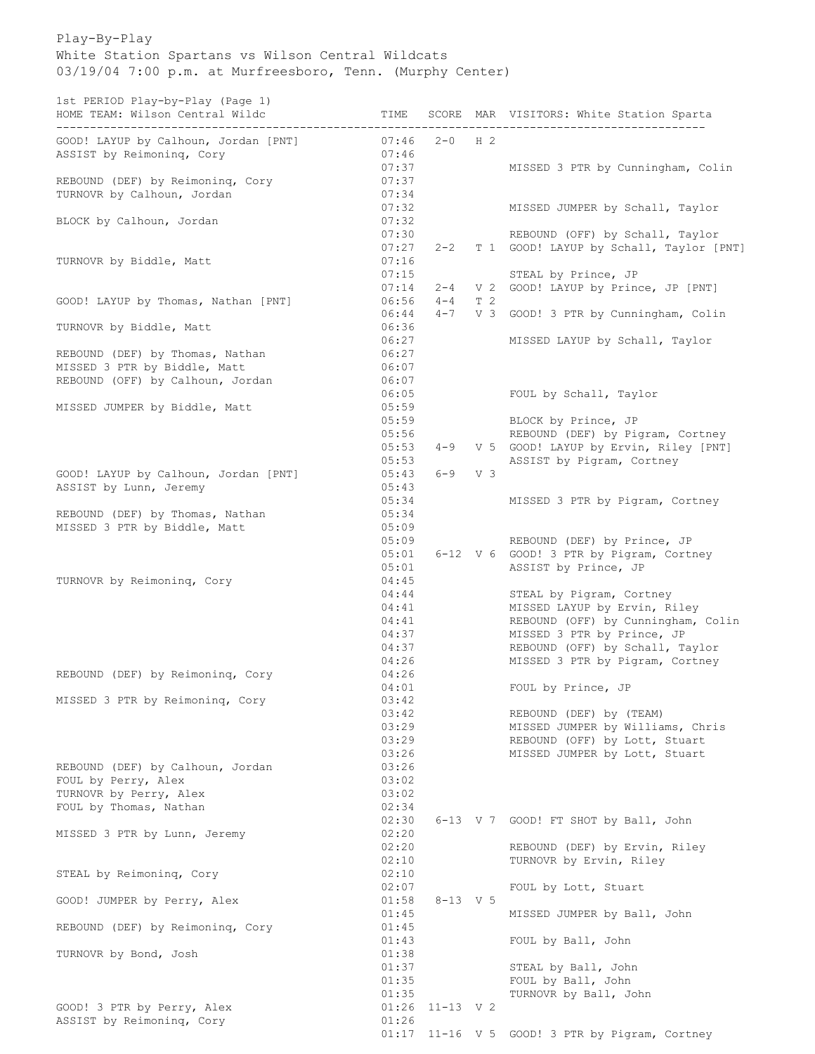Play-By-Play

White Station Spartans vs Wilson Central Wildcats

03/19/04 7:00 p.m. at Murfreesboro, Tenn. (Murphy Center)

1st PERIOD Play-by-Play (Page 1)

| HOME TEAM: Wilson Central Wildc | TIME | SCORE | MAR | VISITORS: White Station Sparta |
|---|---|---|---|---|
| GOOD! LAYUP by Calhoun, Jordan [PNT] | 07:46 | 2-0 | H 2 | |
| ASSIST by Reimoninq, Cory | 07:46 | | | |
| | 07:37 | | | MISSED 3 PTR by Cunningham, Colin |
| REBOUND (DEF) by Reimoninq, Cory | 07:37 | | | |
| TURNOVR by Calhoun, Jordan | 07:34 | | | |
| | 07:32 | | | MISSED JUMPER by Schall, Taylor |
| BLOCK by Calhoun, Jordan | 07:32 | | | |
| | 07:30 | | | REBOUND (OFF) by Schall, Taylor |
| | 07:27 | 2-2 | T 1 | GOOD! LAYUP by Schall, Taylor [PNT] |
| TURNOVR by Biddle, Matt | 07:16 | | | |
| | 07:15 | | | STEAL by Prince, JP |
| | 07:14 | 2-4 | V 2 | GOOD! LAYUP by Prince, JP [PNT] |
| GOOD! LAYUP by Thomas, Nathan [PNT] | 06:56 | 4-4 | T 2 | |
| | 06:44 | 4-7 | V 3 | GOOD! 3 PTR by Cunningham, Colin |
| TURNOVR by Biddle, Matt | 06:36 | | | |
| | 06:27 | | | MISSED LAYUP by Schall, Taylor |
| REBOUND (DEF) by Thomas, Nathan | 06:27 | | | |
| MISSED 3 PTR by Biddle, Matt | 06:07 | | | |
| REBOUND (OFF) by Calhoun, Jordan | 06:07 | | | |
| | 06:05 | | | FOUL by Schall, Taylor |
| MISSED JUMPER by Biddle, Matt | 05:59 | | | |
| | 05:59 | | | BLOCK by Prince, JP |
| | 05:56 | | | REBOUND (DEF) by Pigram, Cortney |
| | 05:53 | 4-9 | V 5 | GOOD! LAYUP by Ervin, Riley [PNT] |
| | 05:53 | | | ASSIST by Pigram, Cortney |
| GOOD! LAYUP by Calhoun, Jordan [PNT] | 05:43 | 6-9 | V 3 | |
| ASSIST by Lunn, Jeremy | 05:43 | | | |
| | 05:34 | | | MISSED 3 PTR by Pigram, Cortney |
| REBOUND (DEF) by Thomas, Nathan | 05:34 | | | |
| MISSED 3 PTR by Biddle, Matt | 05:09 | | | |
| | 05:09 | | | REBOUND (DEF) by Prince, JP |
| | 05:01 | 6-12 | V 6 | GOOD! 3 PTR by Pigram, Cortney |
| | 05:01 | | | ASSIST by Prince, JP |
| TURNOVR by Reimoninq, Cory | 04:45 | | | |
| | 04:44 | | | STEAL by Pigram, Cortney |
| | 04:41 | | | MISSED LAYUP by Ervin, Riley |
| | 04:41 | | | REBOUND (OFF) by Cunningham, Colin |
| | 04:37 | | | MISSED 3 PTR by Prince, JP |
| | 04:37 | | | REBOUND (OFF) by Schall, Taylor |
| | 04:26 | | | MISSED 3 PTR by Pigram, Cortney |
| REBOUND (DEF) by Reimoninq, Cory | 04:26 | | | |
| | 04:01 | | | FOUL by Prince, JP |
| MISSED 3 PTR by Reimoninq, Cory | 03:42 | | | |
| | 03:42 | | | REBOUND (DEF) by (TEAM) |
| | 03:29 | | | MISSED JUMPER by Williams, Chris |
| | 03:29 | | | REBOUND (OFF) by Lott, Stuart |
| | 03:26 | | | MISSED JUMPER by Lott, Stuart |
| REBOUND (DEF) by Calhoun, Jordan | 03:26 | | | |
| FOUL by Perry, Alex | 03:02 | | | |
| TURNOVR by Perry, Alex | 03:02 | | | |
| FOUL by Thomas, Nathan | 02:34 | | | |
| | 02:30 | 6-13 | V 7 | GOOD! FT SHOT by Ball, John |
| MISSED 3 PTR by Lunn, Jeremy | 02:20 | | | |
| | 02:20 | | | REBOUND (DEF) by Ervin, Riley |
| | 02:10 | | | TURNOVR by Ervin, Riley |
| STEAL by Reimoninq, Cory | 02:10 | | | |
| | 02:07 | | | FOUL by Lott, Stuart |
| GOOD! JUMPER by Perry, Alex | 01:58 | 8-13 | V 5 | |
| | 01:45 | | | MISSED JUMPER by Ball, John |
| REBOUND (DEF) by Reimoninq, Cory | 01:45 | | | |
| | 01:43 | | | FOUL by Ball, John |
| TURNOVR by Bond, Josh | 01:38 | | | |
| | 01:37 | | | STEAL by Ball, John |
| | 01:35 | | | FOUL by Ball, John |
| | 01:35 | | | TURNOVR by Ball, John |
| GOOD! 3 PTR by Perry, Alex | 01:26 | 11-13 | V 2 | |
| ASSIST by Reimoninq, Cory | 01:26 | | | |
| | 01:17 | 11-16 | V 5 | GOOD! 3 PTR by Pigram, Cortney |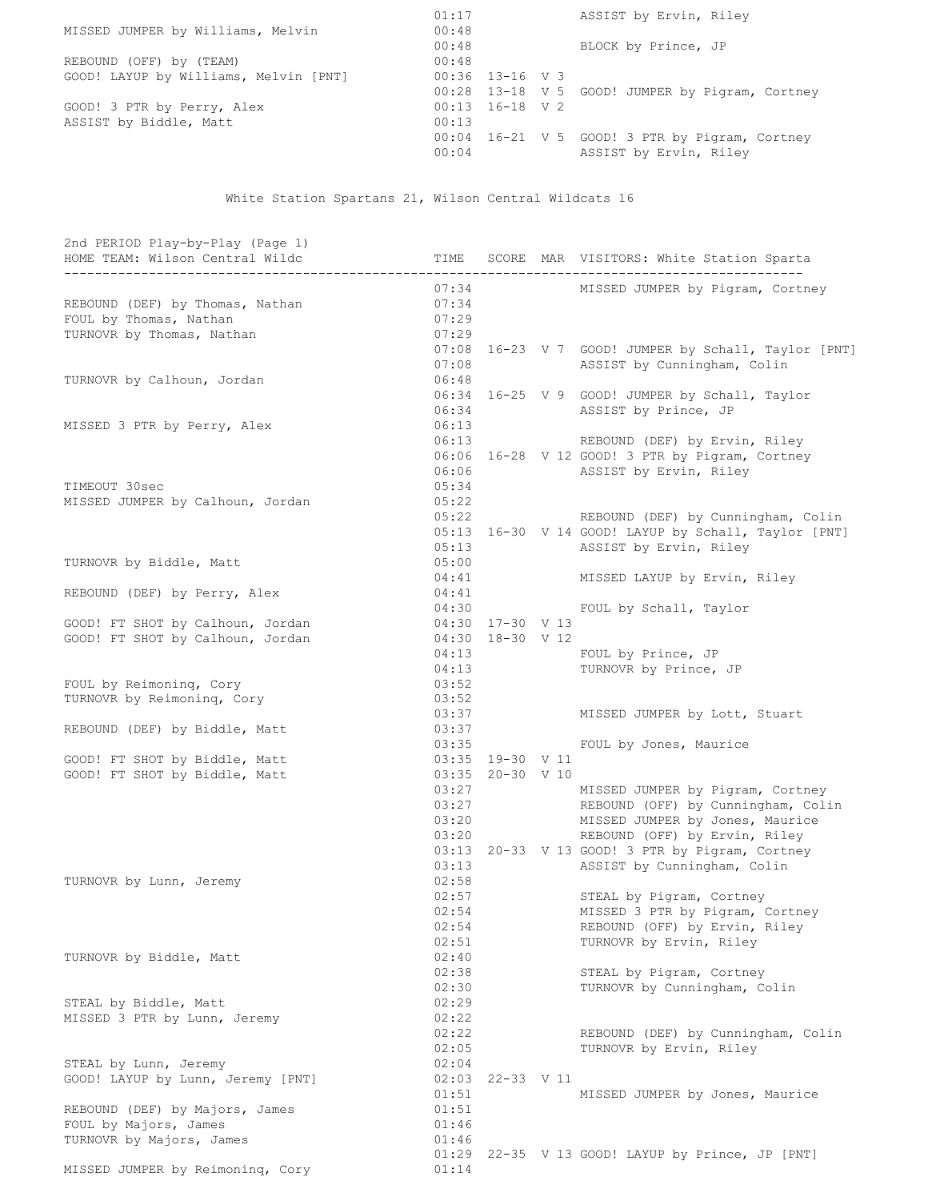| HOME TEAM | TIME | SCORE | MAR | VISITORS |
|---|---|---|---|---|
| | 01:17 | | | ASSIST by Ervin, Riley |
| MISSED JUMPER by Williams, Melvin | 00:48 | | | |
| | 00:48 | | | BLOCK by Prince, JP |
| REBOUND (OFF) by (TEAM) | 00:48 | | | |
| GOOD! LAYUP by Williams, Melvin [PNT] | 00:36 | 13-16 | V 3 | |
| | 00:28 | 13-18 | V 5 | GOOD! JUMPER by Pigram, Cortney |
| GOOD! 3 PTR by Perry, Alex | 00:13 | 16-18 | V 2 | |
| ASSIST by Biddle, Matt | 00:13 | | | |
| | 00:04 | 16-21 | V 5 | GOOD! 3 PTR by Pigram, Cortney |
| | 00:04 | | | ASSIST by Ervin, Riley |

White Station Spartans 21, Wilson Central Wildcats 16

2nd PERIOD Play-by-Play (Page 1)

| HOME TEAM: Wilson Central Wildc | TIME | SCORE | MAR | VISITORS: White Station Sparta |
|---|---|---|---|---|
| | 07:34 | | | MISSED JUMPER by Pigram, Cortney |
| REBOUND (DEF) by Thomas, Nathan | 07:34 | | | |
| FOUL by Thomas, Nathan | 07:29 | | | |
| TURNOVR by Thomas, Nathan | 07:29 | | | |
| | 07:08 | 16-23 | V 7 | GOOD! JUMPER by Schall, Taylor [PNT] |
| | 07:08 | | | ASSIST by Cunningham, Colin |
| TURNOVR by Calhoun, Jordan | 06:48 | | | |
| | 06:34 | 16-25 | V 9 | GOOD! JUMPER by Schall, Taylor |
| | 06:34 | | | ASSIST by Prince, JP |
| MISSED 3 PTR by Perry, Alex | 06:13 | | | |
| | 06:13 | | | REBOUND (DEF) by Ervin, Riley |
| | 06:06 | 16-28 | V 12 | GOOD! 3 PTR by Pigram, Cortney |
| | 06:06 | | | ASSIST by Ervin, Riley |
| TIMEOUT 30sec | 05:34 | | | |
| MISSED JUMPER by Calhoun, Jordan | 05:22 | | | |
| | 05:22 | | | REBOUND (DEF) by Cunningham, Colin |
| | 05:13 | 16-30 | V 14 | GOOD! LAYUP by Schall, Taylor [PNT] |
| | 05:13 | | | ASSIST by Ervin, Riley |
| TURNOVR by Biddle, Matt | 05:00 | | | |
| | 04:41 | | | MISSED LAYUP by Ervin, Riley |
| REBOUND (DEF) by Perry, Alex | 04:41 | | | |
| | 04:30 | | | FOUL by Schall, Taylor |
| GOOD! FT SHOT by Calhoun, Jordan | 04:30 | 17-30 | V 13 | |
| GOOD! FT SHOT by Calhoun, Jordan | 04:30 | 18-30 | V 12 | |
| | 04:13 | | | FOUL by Prince, JP |
| | 04:13 | | | TURNOVR by Prince, JP |
| FOUL by Reimoninq, Cory | 03:52 | | | |
| TURNOVR by Reimoninq, Cory | 03:52 | | | |
| | 03:37 | | | MISSED JUMPER by Lott, Stuart |
| REBOUND (DEF) by Biddle, Matt | 03:37 | | | |
| | 03:35 | | | FOUL by Jones, Maurice |
| GOOD! FT SHOT by Biddle, Matt | 03:35 | 19-30 | V 11 | |
| GOOD! FT SHOT by Biddle, Matt | 03:35 | 20-30 | V 10 | |
| | 03:27 | | | MISSED JUMPER by Pigram, Cortney |
| | 03:27 | | | REBOUND (OFF) by Cunningham, Colin |
| | 03:20 | | | MISSED JUMPER by Jones, Maurice |
| | 03:20 | | | REBOUND (OFF) by Ervin, Riley |
| | 03:13 | 20-33 | V 13 | GOOD! 3 PTR by Pigram, Cortney |
| | 03:13 | | | ASSIST by Cunningham, Colin |
| TURNOVR by Lunn, Jeremy | 02:58 | | | |
| | 02:57 | | | STEAL by Pigram, Cortney |
| | 02:54 | | | MISSED 3 PTR by Pigram, Cortney |
| | 02:54 | | | REBOUND (OFF) by Ervin, Riley |
| | 02:51 | | | TURNOVR by Ervin, Riley |
| TURNOVR by Biddle, Matt | 02:40 | | | |
| | 02:38 | | | STEAL by Pigram, Cortney |
| | 02:30 | | | TURNOVR by Cunningham, Colin |
| STEAL by Biddle, Matt | 02:29 | | | |
| MISSED 3 PTR by Lunn, Jeremy | 02:22 | | | |
| | 02:22 | | | REBOUND (DEF) by Cunningham, Colin |
| | 02:05 | | | TURNOVR by Ervin, Riley |
| STEAL by Lunn, Jeremy | 02:04 | | | |
| GOOD! LAYUP by Lunn, Jeremy [PNT] | 02:03 | 22-33 | V 11 | |
| | 01:51 | | | MISSED JUMPER by Jones, Maurice |
| REBOUND (DEF) by Majors, James | 01:51 | | | |
| FOUL by Majors, James | 01:46 | | | |
| TURNOVR by Majors, James | 01:46 | | | |
| | 01:29 | 22-35 | V 13 | GOOD! LAYUP by Prince, JP [PNT] |
| MISSED JUMPER by Reimoninq, Cory | 01:14 | | | |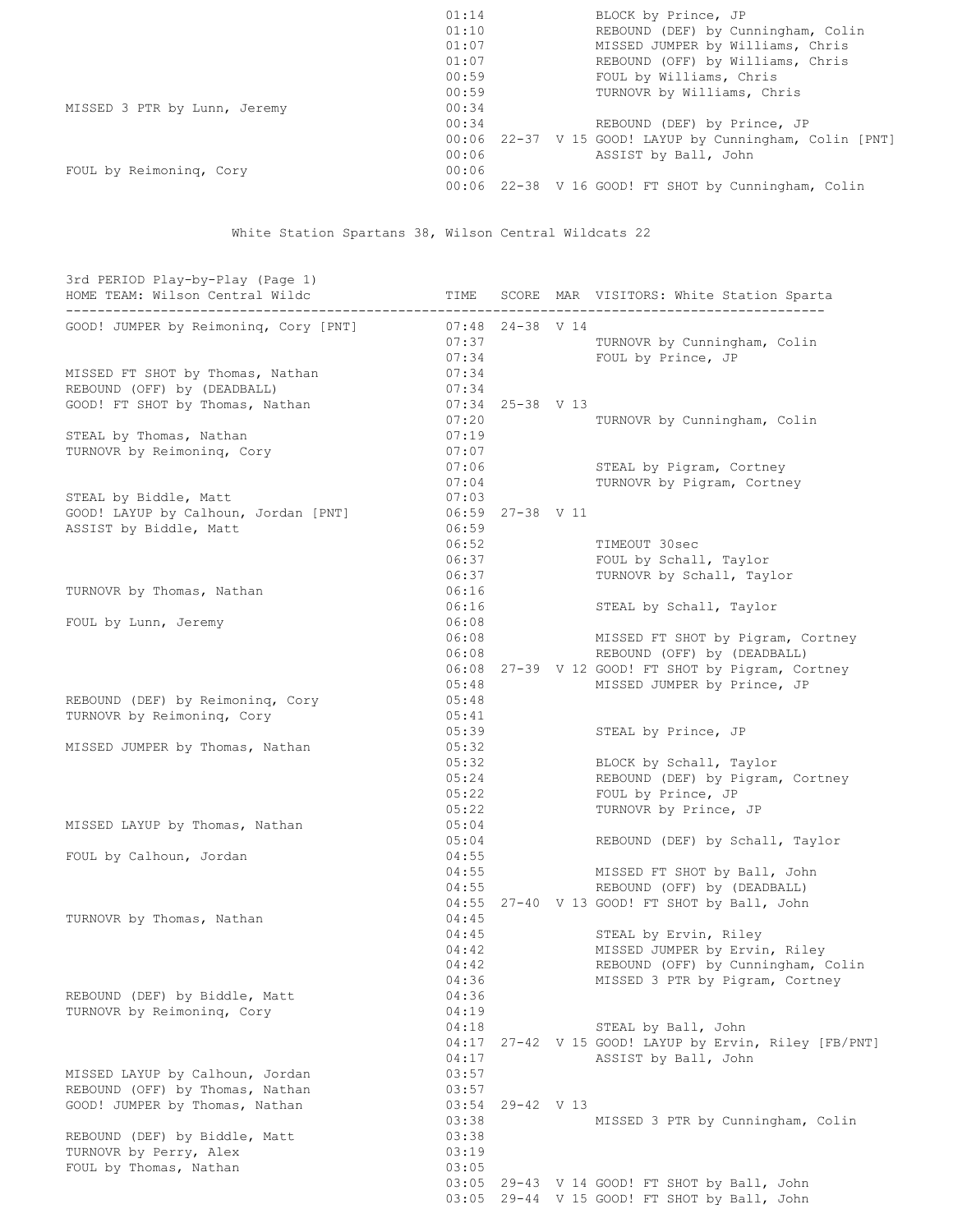| HOME TEAM: Wilson Central Wildc | TIME | SCORE | MAR | VISITORS: White Station Sparta |
|---|---|---|---|---|
| | 01:14 | | | BLOCK by Prince, JP |
| | 01:10 | | | REBOUND (DEF) by Cunningham, Colin |
| | 01:07 | | | MISSED JUMPER by Williams, Chris |
| | 01:07 | | | REBOUND (OFF) by Williams, Chris |
| | 00:59 | | | FOUL by Williams, Chris |
| | 00:59 | | | TURNOVR by Williams, Chris |
| MISSED 3 PTR by Lunn, Jeremy | 00:34 | | | |
| | 00:34 | | | REBOUND (DEF) by Prince, JP |
| | 00:06 | 22-37 | V 15 | GOOD! LAYUP by Cunningham, Colin [PNT] |
| | 00:06 | | | ASSIST by Ball, John |
| FOUL by Reimoninq, Cory | 00:06 | | | |
| | 00:06 | 22-38 | V 16 | GOOD! FT SHOT by Cunningham, Colin |

White Station Spartans 38, Wilson Central Wildcats 22

3rd PERIOD Play-by-Play (Page 1)

| HOME TEAM: Wilson Central Wildc | TIME | SCORE | MAR | VISITORS: White Station Sparta |
|---|---|---|---|---|
| GOOD! JUMPER by Reimoninq, Cory [PNT] | 07:48 | 24-38 | V 14 | |
| | 07:37 | | | TURNOVR by Cunningham, Colin |
| | 07:34 | | | FOUL by Prince, JP |
| MISSED FT SHOT by Thomas, Nathan | 07:34 | | | |
| REBOUND (OFF) by (DEADBALL) | 07:34 | | | |
| GOOD! FT SHOT by Thomas, Nathan | 07:34 | 25-38 | V 13 | |
| | 07:20 | | | TURNOVR by Cunningham, Colin |
| STEAL by Thomas, Nathan | 07:19 | | | |
| TURNOVR by Reimoninq, Cory | 07:07 | | | |
| | 07:06 | | | STEAL by Pigram, Cortney |
| | 07:04 | | | TURNOVR by Pigram, Cortney |
| STEAL by Biddle, Matt | 07:03 | | | |
| GOOD! LAYUP by Calhoun, Jordan [PNT] | 06:59 | 27-38 | V 11 | |
| ASSIST by Biddle, Matt | 06:59 | | | |
| | 06:52 | | | TIMEOUT 30sec |
| | 06:37 | | | FOUL by Schall, Taylor |
| | 06:37 | | | TURNOVR by Schall, Taylor |
| TURNOVR by Thomas, Nathan | 06:16 | | | |
| | 06:16 | | | STEAL by Schall, Taylor |
| FOUL by Lunn, Jeremy | 06:08 | | | |
| | 06:08 | | | MISSED FT SHOT by Pigram, Cortney |
| | 06:08 | | | REBOUND (OFF) by (DEADBALL) |
| | 06:08 | 27-39 | V 12 | GOOD! FT SHOT by Pigram, Cortney |
| | 05:48 | | | MISSED JUMPER by Prince, JP |
| REBOUND (DEF) by Reimoninq, Cory | 05:48 | | | |
| TURNOVR by Reimoninq, Cory | 05:41 | | | |
| | 05:39 | | | STEAL by Prince, JP |
| MISSED JUMPER by Thomas, Nathan | 05:32 | | | |
| | 05:32 | | | BLOCK by Schall, Taylor |
| | 05:24 | | | REBOUND (DEF) by Pigram, Cortney |
| | 05:22 | | | FOUL by Prince, JP |
| | 05:22 | | | TURNOVR by Prince, JP |
| MISSED LAYUP by Thomas, Nathan | 05:04 | | | |
| | 05:04 | | | REBOUND (DEF) by Schall, Taylor |
| FOUL by Calhoun, Jordan | 04:55 | | | |
| | 04:55 | | | MISSED FT SHOT by Ball, John |
| | 04:55 | | | REBOUND (OFF) by (DEADBALL) |
| | 04:55 | 27-40 | V 13 | GOOD! FT SHOT by Ball, John |
| TURNOVR by Thomas, Nathan | 04:45 | | | |
| | 04:45 | | | STEAL by Ervin, Riley |
| | 04:42 | | | MISSED JUMPER by Ervin, Riley |
| | 04:42 | | | REBOUND (OFF) by Cunningham, Colin |
| | 04:36 | | | MISSED 3 PTR by Pigram, Cortney |
| REBOUND (DEF) by Biddle, Matt | 04:36 | | | |
| TURNOVR by Reimoninq, Cory | 04:19 | | | |
| | 04:18 | | | STEAL by Ball, John |
| | 04:17 | 27-42 | V 15 | GOOD! LAYUP by Ervin, Riley [FB/PNT] |
| | 04:17 | | | ASSIST by Ball, John |
| MISSED LAYUP by Calhoun, Jordan | 03:57 | | | |
| REBOUND (OFF) by Thomas, Nathan | 03:57 | | | |
| GOOD! JUMPER by Thomas, Nathan | 03:54 | 29-42 | V 13 | |
| | 03:38 | | | MISSED 3 PTR by Cunningham, Colin |
| REBOUND (DEF) by Biddle, Matt | 03:38 | | | |
| TURNOVR by Perry, Alex | 03:19 | | | |
| FOUL by Thomas, Nathan | 03:05 | | | |
| | 03:05 | 29-43 | V 14 | GOOD! FT SHOT by Ball, John |
| | 03:05 | 29-44 | V 15 | GOOD! FT SHOT by Ball, John |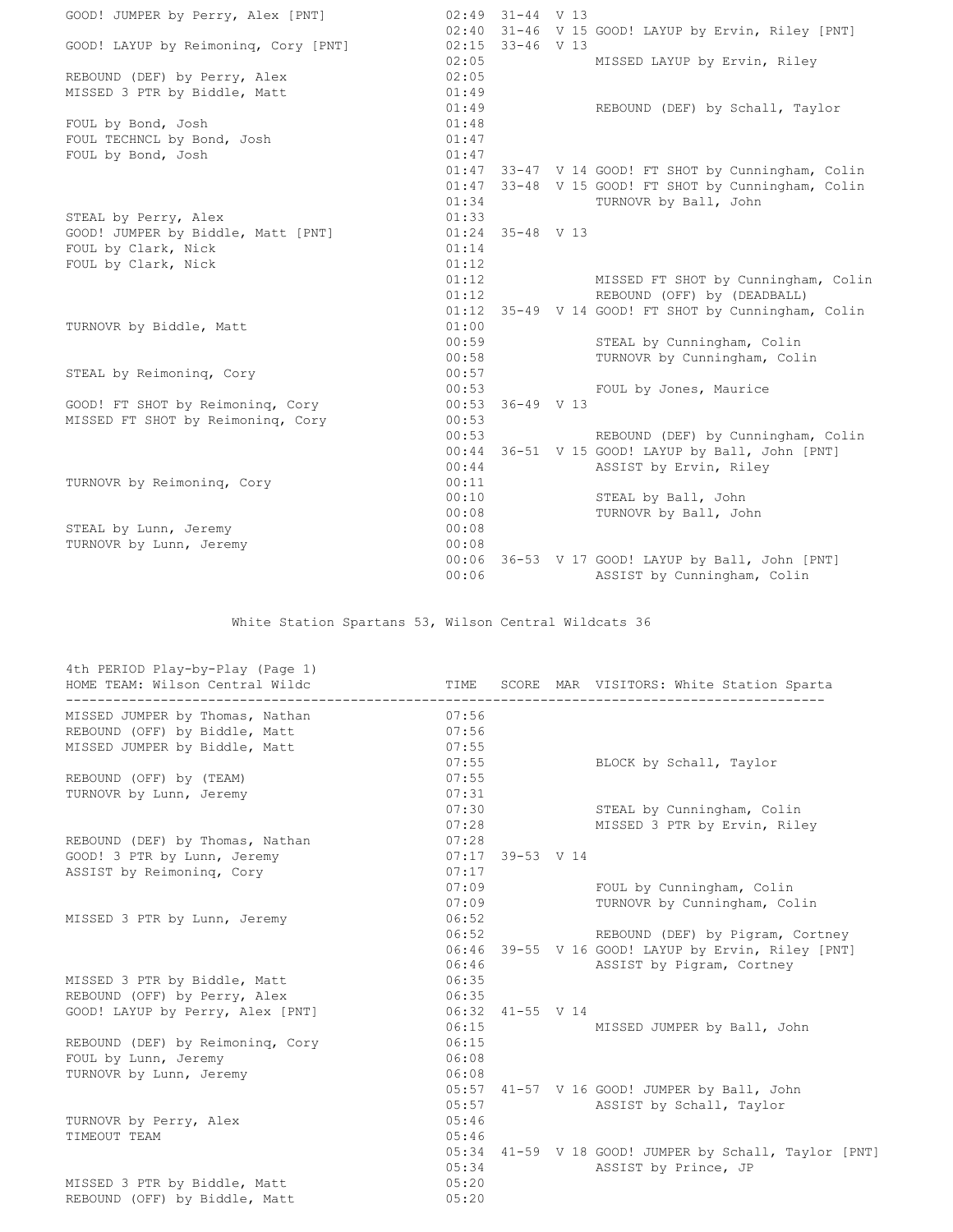| HOME | TIME | SCORE | MAR | VISITORS |
|---|---|---|---|---|
| GOOD! JUMPER by Perry, Alex [PNT] | 02:49 | 31-44 | V 13 | |
| | 02:40 | 31-46 | V 15 | GOOD! LAYUP by Ervin, Riley [PNT] |
| GOOD! LAYUP by Reimoninq, Cory [PNT] | 02:15 | 33-46 | V 13 | |
| | 02:05 | | | MISSED LAYUP by Ervin, Riley |
| REBOUND (DEF) by Perry, Alex | 02:05 | | | |
| MISSED 3 PTR by Biddle, Matt | 01:49 | | | |
| | 01:49 | | | REBOUND (DEF) by Schall, Taylor |
| FOUL by Bond, Josh | 01:48 | | | |
| FOUL TECHNCL by Bond, Josh | 01:47 | | | |
| FOUL by Bond, Josh | 01:47 | | | |
| | 01:47 | 33-47 | V 14 | GOOD! FT SHOT by Cunningham, Colin |
| | 01:47 | 33-48 | V 15 | GOOD! FT SHOT by Cunningham, Colin |
| | 01:34 | | | TURNOVR by Ball, John |
| STEAL by Perry, Alex | 01:33 | | | |
| GOOD! JUMPER by Biddle, Matt [PNT] | 01:24 | 35-48 | V 13 | |
| FOUL by Clark, Nick | 01:14 | | | |
| FOUL by Clark, Nick | 01:12 | | | |
| | 01:12 | | | MISSED FT SHOT by Cunningham, Colin |
| | 01:12 | | | REBOUND (OFF) by (DEADBALL) |
| | 01:12 | 35-49 | V 14 | GOOD! FT SHOT by Cunningham, Colin |
| TURNOVR by Biddle, Matt | 01:00 | | | |
| | 00:59 | | | STEAL by Cunningham, Colin |
| | 00:58 | | | TURNOVR by Cunningham, Colin |
| STEAL by Reimoninq, Cory | 00:57 | | | |
| | 00:53 | | | FOUL by Jones, Maurice |
| GOOD! FT SHOT by Reimoninq, Cory | 00:53 | 36-49 | V 13 | |
| MISSED FT SHOT by Reimoninq, Cory | 00:53 | | | |
| | 00:53 | | | REBOUND (DEF) by Cunningham, Colin |
| | 00:44 | 36-51 | V 15 | GOOD! LAYUP by Ball, John [PNT] |
| | 00:44 | | | ASSIST by Ervin, Riley |
| TURNOVR by Reimoninq, Cory | 00:11 | | | |
| | 00:10 | | | STEAL by Ball, John |
| | 00:08 | | | TURNOVR by Ball, John |
| STEAL by Lunn, Jeremy | 00:08 | | | |
| TURNOVR by Lunn, Jeremy | 00:08 | | | |
| | 00:06 | 36-53 | V 17 | GOOD! LAYUP by Ball, John [PNT] |
| | 00:06 | | | ASSIST by Cunningham, Colin |

White Station Spartans 53, Wilson Central Wildcats 36

## 4th PERIOD Play-by-Play (Page 1)

| HOME TEAM: Wilson Central Wildc | TIME | SCORE | MAR | VISITORS: White Station Sparta |
|---|---|---|---|---|
| MISSED JUMPER by Thomas, Nathan | 07:56 | | | |
| REBOUND (OFF) by Biddle, Matt | 07:56 | | | |
| MISSED JUMPER by Biddle, Matt | 07:55 | | | |
| | 07:55 | | | BLOCK by Schall, Taylor |
| REBOUND (OFF) by (TEAM) | 07:55 | | | |
| TURNOVR by Lunn, Jeremy | 07:31 | | | |
| | 07:30 | | | STEAL by Cunningham, Colin |
| | 07:28 | | | MISSED 3 PTR by Ervin, Riley |
| REBOUND (DEF) by Thomas, Nathan | 07:28 | | | |
| GOOD! 3 PTR by Lunn, Jeremy | 07:17 | 39-53 | V 14 | |
| ASSIST by Reimoninq, Cory | 07:17 | | | |
| | 07:09 | | | FOUL by Cunningham, Colin |
| | 07:09 | | | TURNOVR by Cunningham, Colin |
| MISSED 3 PTR by Lunn, Jeremy | 06:52 | | | |
| | 06:52 | | | REBOUND (DEF) by Pigram, Cortney |
| | 06:46 | 39-55 | V 16 | GOOD! LAYUP by Ervin, Riley [PNT] |
| | 06:46 | | | ASSIST by Pigram, Cortney |
| MISSED 3 PTR by Biddle, Matt | 06:35 | | | |
| REBOUND (OFF) by Perry, Alex | 06:35 | | | |
| GOOD! LAYUP by Perry, Alex [PNT] | 06:32 | 41-55 | V 14 | |
| | 06:15 | | | MISSED JUMPER by Ball, John |
| REBOUND (DEF) by Reimoninq, Cory | 06:15 | | | |
| FOUL by Lunn, Jeremy | 06:08 | | | |
| TURNOVR by Lunn, Jeremy | 06:08 | | | |
| | 05:57 | 41-57 | V 16 | GOOD! JUMPER by Ball, John |
| | 05:57 | | | ASSIST by Schall, Taylor |
| TURNOVR by Perry, Alex | 05:46 | | | |
| TIMEOUT TEAM | 05:46 | | | |
| | 05:34 | 41-59 | V 18 | GOOD! JUMPER by Schall, Taylor [PNT] |
| | 05:34 | | | ASSIST by Prince, JP |
| MISSED 3 PTR by Biddle, Matt | 05:20 | | | |
| REBOUND (OFF) by Biddle, Matt | 05:20 | | | |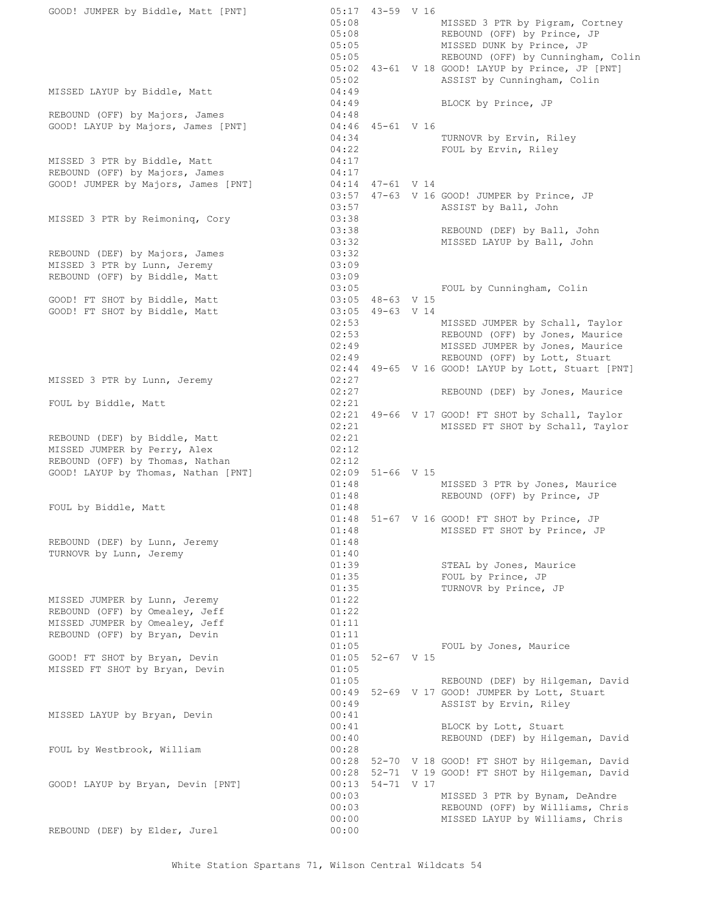| Home | Time | Score | Lead | Visitor |
|---|---|---|---|---|
| GOOD! JUMPER by Biddle, Matt [PNT] | 05:17 | 43-59 | V 16 | |
| | 05:08 | | | MISSED 3 PTR by Pigram, Cortney |
| | 05:08 | | | REBOUND (OFF) by Prince, JP |
| | 05:05 | | | MISSED DUNK by Prince, JP |
| | 05:05 | | | REBOUND (OFF) by Cunningham, Colin |
| | 05:02 | 43-61 | V 18 | GOOD! LAYUP by Prince, JP [PNT] |
| | 05:02 | | | ASSIST by Cunningham, Colin |
| MISSED LAYUP by Biddle, Matt | 04:49 | | | |
| | 04:49 | | | BLOCK by Prince, JP |
| REBOUND (OFF) by Majors, James | 04:48 | | | |
| GOOD! LAYUP by Majors, James [PNT] | 04:46 | 45-61 | V 16 | |
| | 04:34 | | | TURNOVR by Ervin, Riley |
| | 04:22 | | | FOUL by Ervin, Riley |
| MISSED 3 PTR by Biddle, Matt | 04:17 | | | |
| REBOUND (OFF) by Majors, James | 04:17 | | | |
| GOOD! JUMPER by Majors, James [PNT] | 04:14 | 47-61 | V 14 | |
| | 03:57 | 47-63 | V 16 | GOOD! JUMPER by Prince, JP |
| | 03:57 | | | ASSIST by Ball, John |
| MISSED 3 PTR by Reimoninq, Cory | 03:38 | | | |
| | 03:38 | | | REBOUND (DEF) by Ball, John |
| | 03:32 | | | MISSED LAYUP by Ball, John |
| REBOUND (DEF) by Majors, James | 03:32 | | | |
| MISSED 3 PTR by Lunn, Jeremy | 03:09 | | | |
| REBOUND (OFF) by Biddle, Matt | 03:09 | | | |
| | 03:05 | | | FOUL by Cunningham, Colin |
| GOOD! FT SHOT by Biddle, Matt | 03:05 | 48-63 | V 15 | |
| GOOD! FT SHOT by Biddle, Matt | 03:05 | 49-63 | V 14 | |
| | 02:53 | | | MISSED JUMPER by Schall, Taylor |
| | 02:53 | | | REBOUND (OFF) by Jones, Maurice |
| | 02:49 | | | MISSED JUMPER by Jones, Maurice |
| | 02:49 | | | REBOUND (OFF) by Lott, Stuart |
| | 02:44 | 49-65 | V 16 | GOOD! LAYUP by Lott, Stuart [PNT] |
| MISSED 3 PTR by Lunn, Jeremy | 02:27 | | | |
| | 02:27 | | | REBOUND (DEF) by Jones, Maurice |
| FOUL by Biddle, Matt | 02:21 | | | |
| | 02:21 | 49-66 | V 17 | GOOD! FT SHOT by Schall, Taylor |
| | 02:21 | | | MISSED FT SHOT by Schall, Taylor |
| REBOUND (DEF) by Biddle, Matt | 02:21 | | | |
| MISSED JUMPER by Perry, Alex | 02:12 | | | |
| REBOUND (OFF) by Thomas, Nathan | 02:12 | | | |
| GOOD! LAYUP by Thomas, Nathan [PNT] | 02:09 | 51-66 | V 15 | |
| | 01:48 | | | MISSED 3 PTR by Jones, Maurice |
| | 01:48 | | | REBOUND (OFF) by Prince, JP |
| FOUL by Biddle, Matt | 01:48 | | | |
| | 01:48 | 51-67 | V 16 | GOOD! FT SHOT by Prince, JP |
| | 01:48 | | | MISSED FT SHOT by Prince, JP |
| REBOUND (DEF) by Lunn, Jeremy | 01:48 | | | |
| TURNOVR by Lunn, Jeremy | 01:40 | | | |
| | 01:39 | | | STEAL by Jones, Maurice |
| | 01:35 | | | FOUL by Prince, JP |
| | 01:35 | | | TURNOVR by Prince, JP |
| MISSED JUMPER by Lunn, Jeremy | 01:22 | | | |
| REBOUND (OFF) by Omealey, Jeff | 01:22 | | | |
| MISSED JUMPER by Omealey, Jeff | 01:11 | | | |
| REBOUND (OFF) by Bryan, Devin | 01:11 | | | |
| | 01:05 | | | FOUL by Jones, Maurice |
| GOOD! FT SHOT by Bryan, Devin | 01:05 | 52-67 | V 15 | |
| MISSED FT SHOT by Bryan, Devin | 01:05 | | | |
| | 01:05 | | | REBOUND (DEF) by Hilgeman, David |
| | 00:49 | 52-69 | V 17 | GOOD! JUMPER by Lott, Stuart |
| | 00:49 | | | ASSIST by Ervin, Riley |
| MISSED LAYUP by Bryan, Devin | 00:41 | | | |
| | 00:41 | | | BLOCK by Lott, Stuart |
| | 00:40 | | | REBOUND (DEF) by Hilgeman, David |
| FOUL by Westbrook, William | 00:28 | | | |
| | 00:28 | 52-70 | V 18 | GOOD! FT SHOT by Hilgeman, David |
| | 00:28 | 52-71 | V 19 | GOOD! FT SHOT by Hilgeman, David |
| GOOD! LAYUP by Bryan, Devin [PNT] | 00:13 | 54-71 | V 17 | |
| | 00:03 | | | MISSED 3 PTR by Bynam, DeAndre |
| | 00:03 | | | REBOUND (OFF) by Williams, Chris |
| | 00:00 | | | MISSED LAYUP by Williams, Chris |
| REBOUND (DEF) by Elder, Jurel | 00:00 | | | |

White Station Spartans 71, Wilson Central Wildcats 54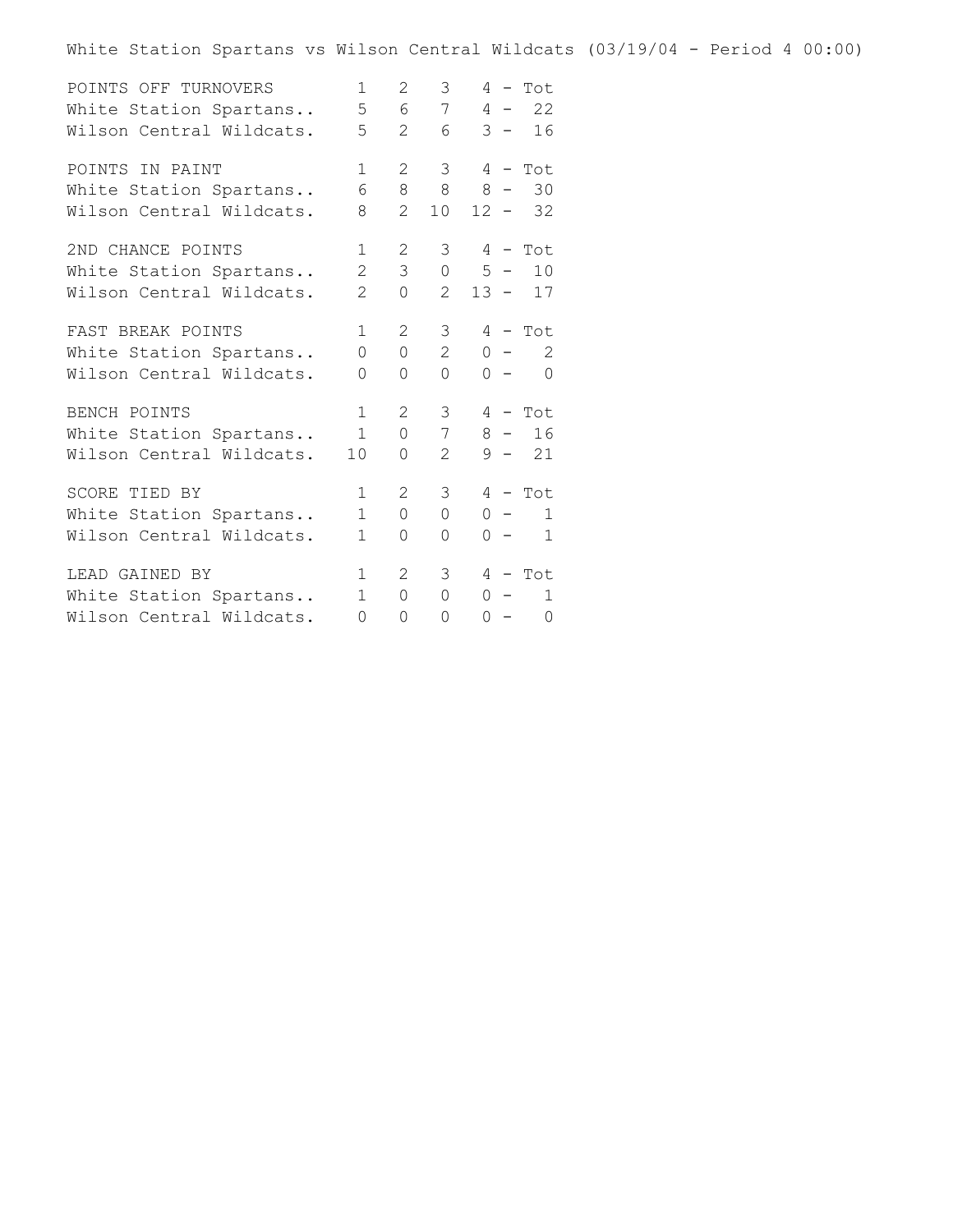White Station Spartans vs Wilson Central Wildcats (03/19/04 - Period 4 00:00)

| POINTS OFF TURNOVERS | 1 | 2 | 3 | 4 | Tot |
| --- | --- | --- | --- | --- | --- |
| White Station Spartans.. | 5 | 6 | 7 | 4 | 22 |
| Wilson Central Wildcats. | 5 | 2 | 6 | 3 | 16 |

| POINTS IN PAINT | 1 | 2 | 3 | 4 | Tot |
| --- | --- | --- | --- | --- | --- |
| White Station Spartans.. | 6 | 8 | 8 | 8 | 30 |
| Wilson Central Wildcats. | 8 | 2 | 10 | 12 | 32 |

| 2ND CHANCE POINTS | 1 | 2 | 3 | 4 | Tot |
| --- | --- | --- | --- | --- | --- |
| White Station Spartans.. | 2 | 3 | 0 | 5 | 10 |
| Wilson Central Wildcats. | 2 | 0 | 2 | 13 | 17 |

| FAST BREAK POINTS | 1 | 2 | 3 | 4 | Tot |
| --- | --- | --- | --- | --- | --- |
| White Station Spartans.. | 0 | 0 | 2 | 0 | 2 |
| Wilson Central Wildcats. | 0 | 0 | 0 | 0 | 0 |

| BENCH POINTS | 1 | 2 | 3 | 4 | Tot |
| --- | --- | --- | --- | --- | --- |
| White Station Spartans.. | 1 | 0 | 7 | 8 | 16 |
| Wilson Central Wildcats. | 10 | 0 | 2 | 9 | 21 |

| SCORE TIED BY | 1 | 2 | 3 | 4 | Tot |
| --- | --- | --- | --- | --- | --- |
| White Station Spartans.. | 1 | 0 | 0 | 0 | 1 |
| Wilson Central Wildcats. | 1 | 0 | 0 | 0 | 1 |

| LEAD GAINED BY | 1 | 2 | 3 | 4 | Tot |
| --- | --- | --- | --- | --- | --- |
| White Station Spartans.. | 1 | 0 | 0 | 0 | 1 |
| Wilson Central Wildcats. | 0 | 0 | 0 | 0 | 0 |